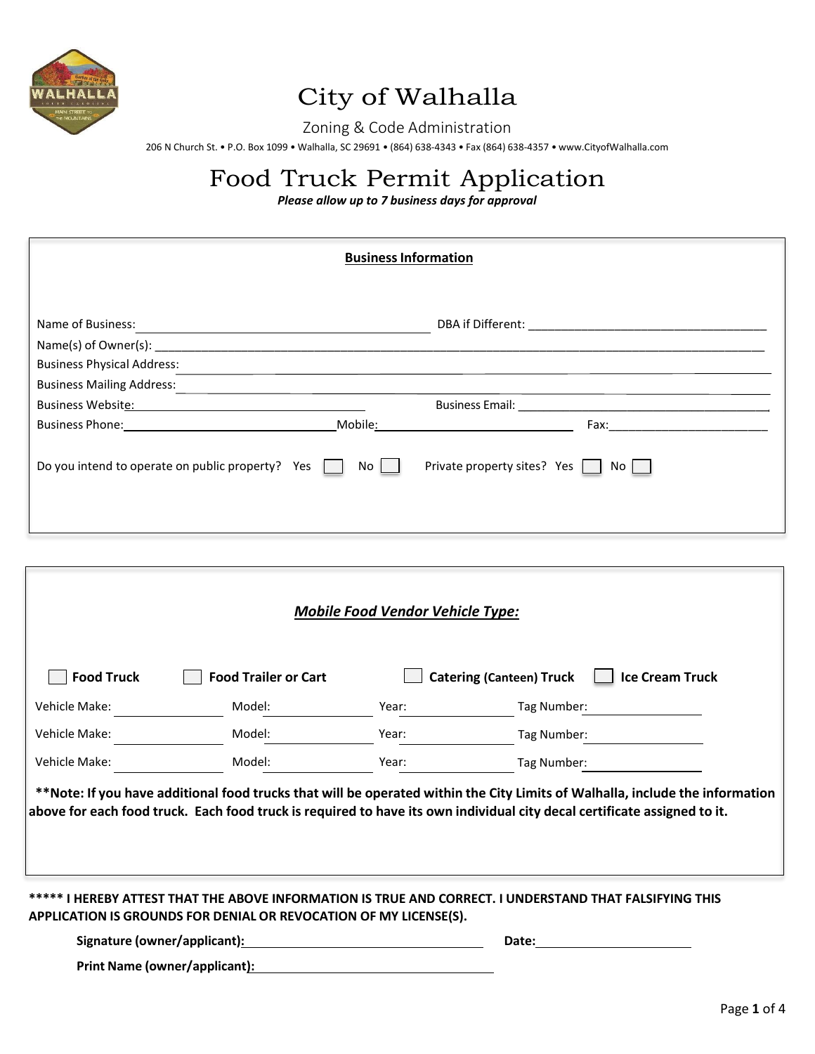# City of Walhalla

Zoning & Code Administration

206 N Church St. • P.O. Box 1099 • Walhalla, SC 29691 • (864) 638-4343 • Fax (864) 638-4357 • www.CityofWalhalla.com

# Food Truck Permit Application

***Please allow up to 7 business days for approval***

## Business Information

Name of Business: ______________________ DBA if Different: ______________________

Name(s) of Owner(s): ______________________

Business Physical Address: ______________________

Business Mailing Address: ______________________

Business Website: ______________________ Business Email: ______________________

Business Phone: ______________________ Mobile: ______________________ Fax: ______________________

Do you intend to operate on public property? Yes ☐ No ☐ Private property sites? Yes ☐ No ☐

## *Mobile Food Vendor Vehicle Type:*

☐ **Food Truck** ☐ **Food Trailer or Cart** ☐ **Catering (Canteen) Truck** ☐ **Ice Cream Truck**

| Vehicle Make: | Model: | Year: | Tag Number: |
|---|---|---|---|
| Vehicle Make: | Model: | Year: | Tag Number: |
| Vehicle Make: | Model: | Year: | Tag Number: |

**\*\*Note: If you have additional food trucks that will be operated within the City Limits of Walhalla, include the information above for each food truck. Each food truck is required to have its own individual city decal certificate assigned to it.**

**\*\*\*\*\* I HEREBY ATTEST THAT THE ABOVE INFORMATION IS TRUE AND CORRECT. I UNDERSTAND THAT FALSIFYING THIS APPLICATION IS GROUNDS FOR DENIAL OR REVOCATION OF MY LICENSE(S).**

**Signature (owner/applicant):** ______________________ **Date:** ______________________

**Print Name (owner/applicant):** ______________________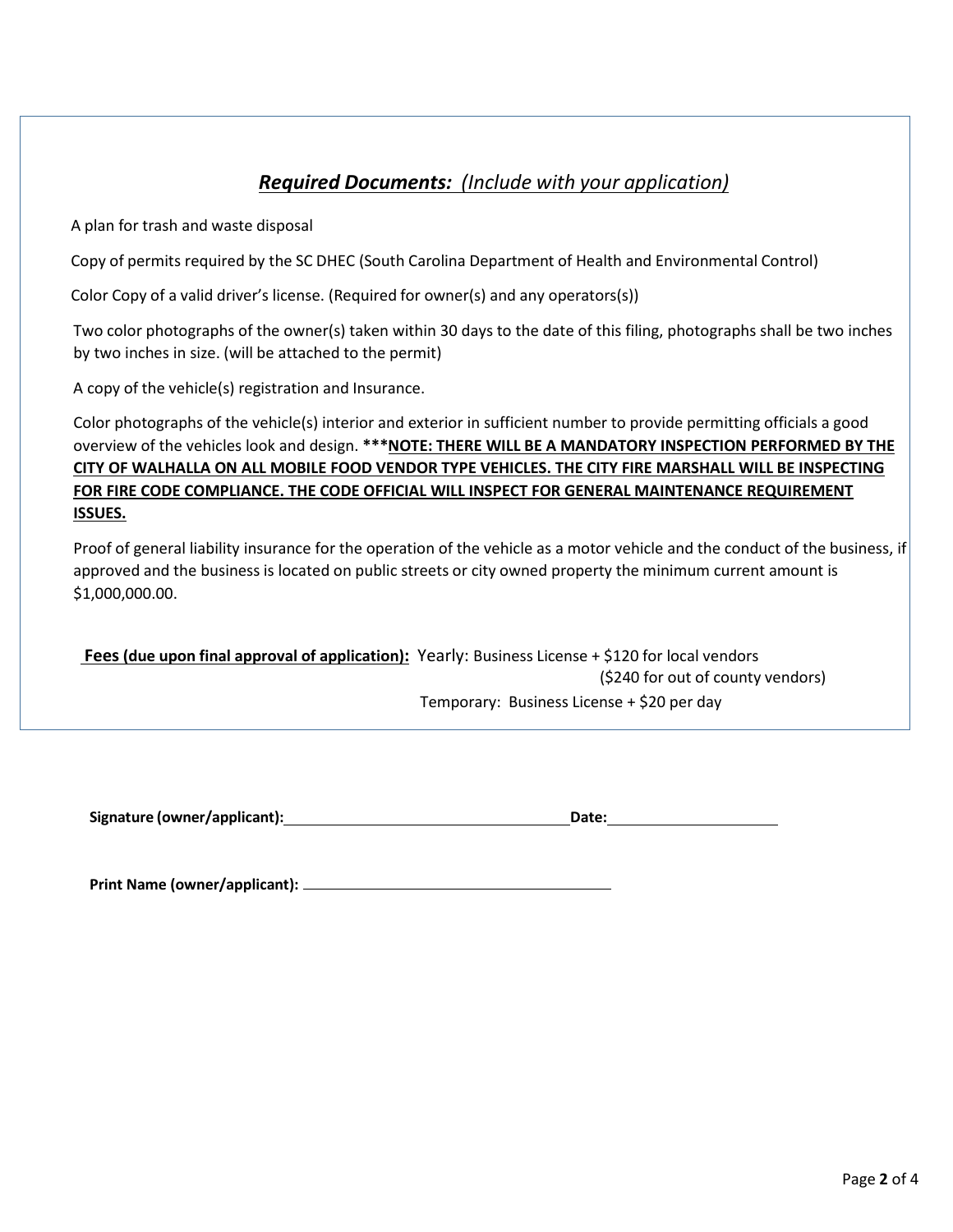## ***Required Documents:*** *(Include with your application)*

A plan for trash and waste disposal

Copy of permits required by the SC DHEC (South Carolina Department of Health and Environmental Control)

Color Copy of a valid driver's license. (Required for owner(s) and any operators(s))

Two color photographs of the owner(s) taken within 30 days to the date of this filing, photographs shall be two inches by two inches in size. (will be attached to the permit)

A copy of the vehicle(s) registration and Insurance.

Color photographs of the vehicle(s) interior and exterior in sufficient number to provide permitting officials a good overview of the vehicles look and design. **\*\*\*NOTE: THERE WILL BE A MANDATORY INSPECTION PERFORMED BY THE CITY OF WALHALLA ON ALL MOBILE FOOD VENDOR TYPE VEHICLES. THE CITY FIRE MARSHALL WILL BE INSPECTING FOR FIRE CODE COMPLIANCE. THE CODE OFFICIAL WILL INSPECT FOR GENERAL MAINTENANCE REQUIREMENT ISSUES.**

Proof of general liability insurance for the operation of the vehicle as a motor vehicle and the conduct of the business, if approved and the business is located on public streets or city owned property the minimum current amount is $1,000,000.00.

**Fees (due upon final approval of application):** Yearly: Business License + $120 for local vendors
($240 for out of county vendors)
Temporary: Business License + $20 per day

**Signature (owner/applicant):**\_\_\_\_\_\_\_\_\_\_\_\_\_\_\_\_\_\_\_\_\_\_\_\_\_\_\_\_ **Date:**\_\_\_\_\_\_\_\_\_\_\_\_\_\_\_\_\_\_

**Print Name (owner/applicant):** \_\_\_\_\_\_\_\_\_\_\_\_\_\_\_\_\_\_\_\_\_\_\_\_\_\_\_\_\_\_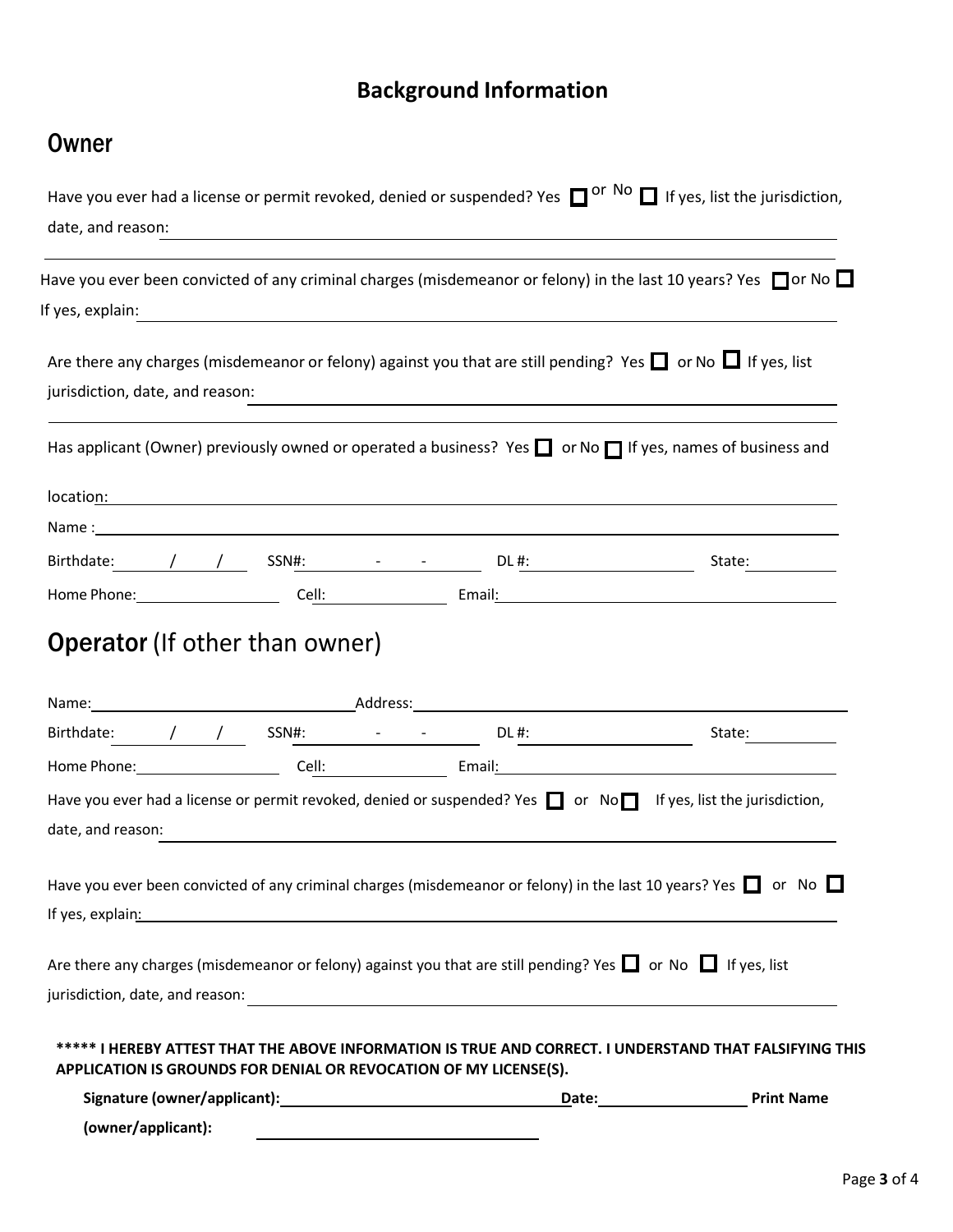# Background Information

## Owner

Have you ever had a license or permit revoked, denied or suspended? Yes ☐ or No ☐ If yes, list the jurisdiction, date, and reason: ______________________________

______________________________

Have you ever been convicted of any criminal charges (misdemeanor or felony) in the last 10 years? Yes ☐ or No ☐ If yes, explain: ______________________________

Are there any charges (misdemeanor or felony) against you that are still pending? Yes ☐ or No ☐ If yes, list jurisdiction, date, and reason: ______________________________

______________________________

Has applicant (Owner) previously owned or operated a business? Yes ☐ or No ☐ If yes, names of business and location: ______________________________

Name: ______________________________

Birthdate: ____/____/____ SSN#: ____-____-____ DL #: ______________ State: ________

Home Phone: ______________ Cell: ______________ Email: ______________________________

## Operator (If other than owner)

Name: ______________________ Address: ______________________________

Birthdate: ____/____/____ SSN#: ____-____-____ DL #: ______________ State: ________

Home Phone: ______________ Cell: ______________ Email: ______________________________

Have you ever had a license or permit revoked, denied or suspended? Yes ☐ or No ☐ If yes, list the jurisdiction, date, and reason: ______________________________

Have you ever been convicted of any criminal charges (misdemeanor or felony) in the last 10 years? Yes ☐ or No ☐ If yes, explain: ______________________________

Are there any charges (misdemeanor or felony) against you that are still pending? Yes ☐ or No ☐ If yes, list jurisdiction, date, and reason: ______________________________

**\*\*\*\*\* I HEREBY ATTEST THAT THE ABOVE INFORMATION IS TRUE AND CORRECT. I UNDERSTAND THAT FALSIFYING THIS APPLICATION IS GROUNDS FOR DENIAL OR REVOCATION OF MY LICENSE(S).**

**Signature (owner/applicant):** ______________________ **Date:** ______________ **Print Name (owner/applicant):** ______________________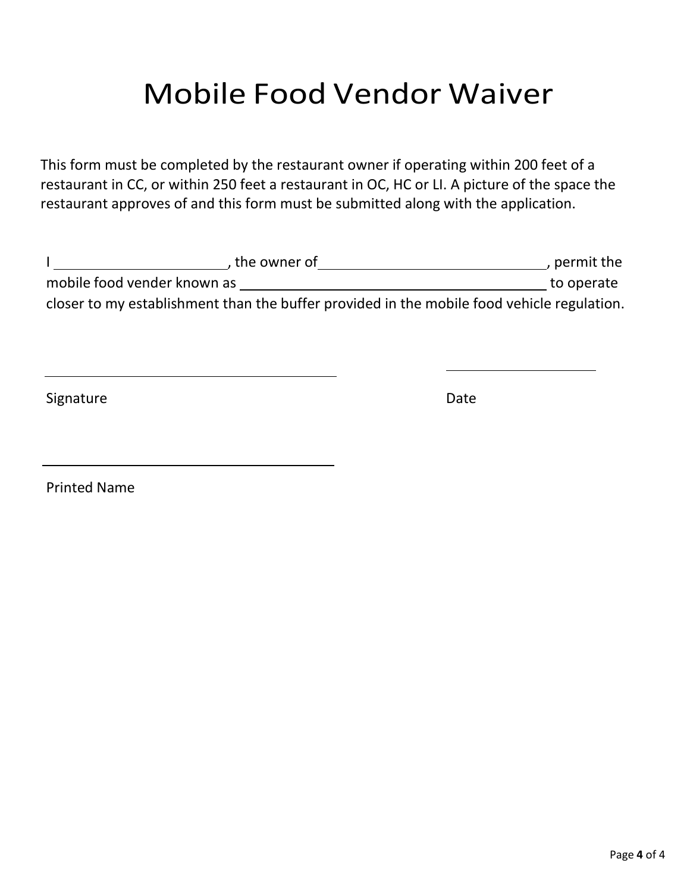# Mobile Food Vendor Waiver

This form must be completed by the restaurant owner if operating within 200 feet of a restaurant in CC, or within 250 feet a restaurant in OC, HC or LI. A picture of the space the restaurant approves of and this form must be submitted along with the application.

I \_\_\_\_\_\_\_\_\_\_\_\_\_\_\_\_\_\_\_\_\_\_\_\_, the owner of \_\_\_\_\_\_\_\_\_\_\_\_\_\_\_\_\_\_\_\_\_\_\_\_\_\_\_\_\_\_\_\_, permit the mobile food vender known as \_\_\_\_\_\_\_\_\_\_\_\_\_\_\_\_\_\_\_\_\_\_\_\_\_\_\_\_\_\_\_\_\_\_\_\_\_\_\_\_\_ to operate closer to my establishment than the buffer provided in the mobile food vehicle regulation.

\_\_\_\_\_\_\_\_\_\_\_\_\_\_\_\_\_\_\_\_\_\_\_\_\_\_\_\_\_\_\_\_\_\_\_\_\_\_\_\_\_\_\_\_

Signature

\_\_\_\_\_\_\_\_\_\_\_\_\_\_\_\_\_\_\_\_\_\_\_\_

Date

\_\_\_\_\_\_\_\_\_\_\_\_\_\_\_\_\_\_\_\_\_\_\_\_\_\_\_\_\_\_\_\_\_\_\_\_\_\_\_\_\_\_\_\_

Printed Name